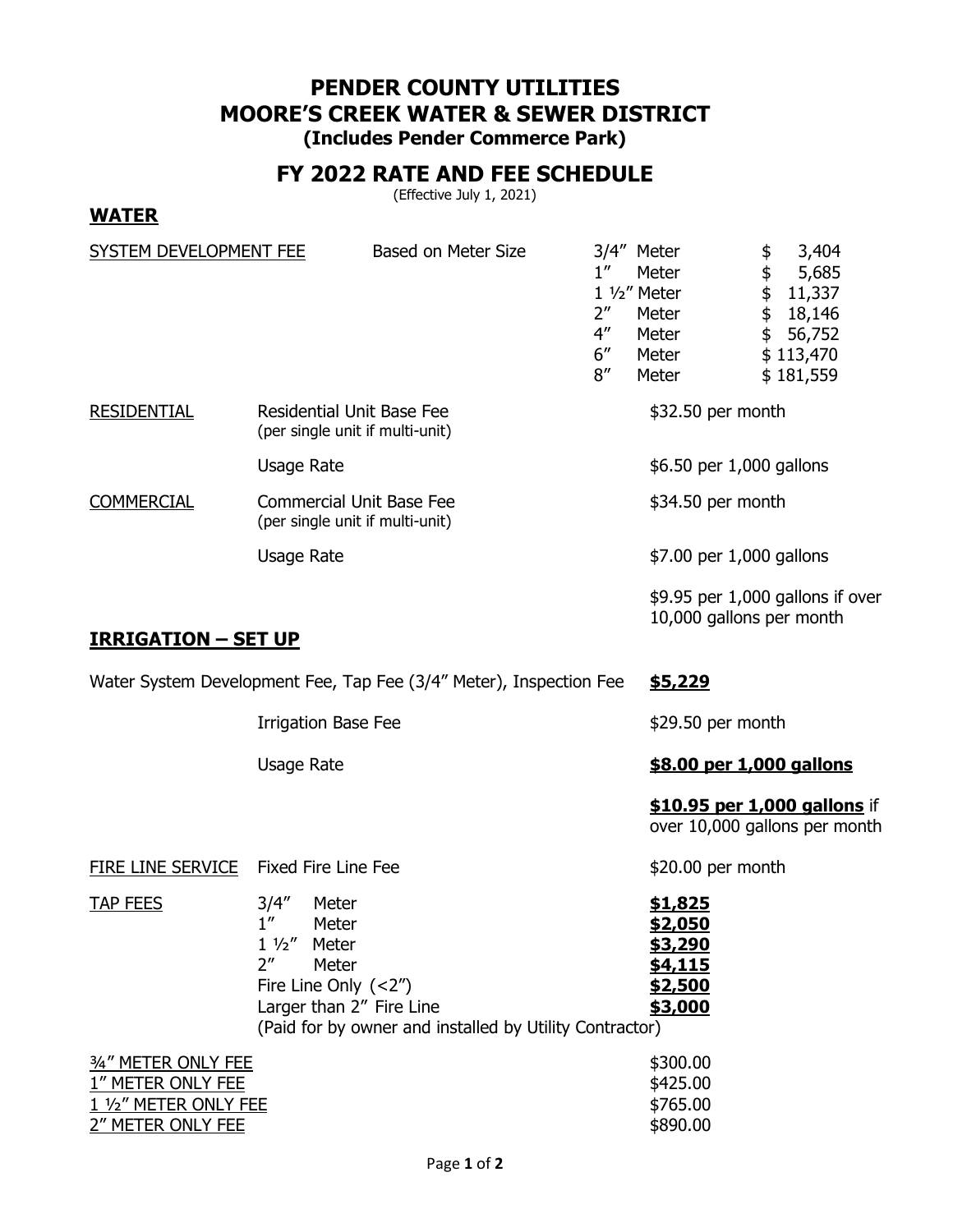# PENDER COUNTY UTILITIES
# MOORE'S CREEK WATER & SEWER DISTRICT
**(Includes Pender Commerce Park)**

## FY 2022 RATE AND FEE SCHEDULE

(Effective July 1, 2021)

### WATER

| | | | |
|---|---|---|---|
| SYSTEM DEVELOPMENT FEE | Based on Meter Size | 3/4" Meter | $ 3,404 |
| | | 1" Meter | $ 5,685 |
| | | 1 ½" Meter | $ 11,337 |
| | | 2" Meter | $ 18,146 |
| | | 4" Meter | $ 56,752 |
| | | 6" Meter | $ 113,470 |
| | | 8" Meter | $ 181,559 |

| | | |
|---|---|---|
| RESIDENTIAL | Residential Unit Base Fee (per single unit if multi-unit) | $32.50 per month |
| | Usage Rate | $6.50 per 1,000 gallons |
| COMMERCIAL | Commercial Unit Base Fee (per single unit if multi-unit) | $34.50 per month |
| | Usage Rate | $7.00 per 1,000 gallons |
| | | $9.95 per 1,000 gallons if over 10,000 gallons per month |

### IRRIGATION – SET UP

Water System Development Fee, Tap Fee (3/4" Meter), Inspection Fee **$5,229**

| | |
|---|---|
| Irrigation Base Fee | $29.50 per month |
| Usage Rate | **$8.00 per 1,000 gallons** |
| | **$10.95 per 1,000 gallons** if over 10,000 gallons per month |

| | | |
|---|---|---|
| FIRE LINE SERVICE | Fixed Fire Line Fee | $20.00 per month |
| TAP FEES | 3/4" Meter | **$1,825** |
| | 1" Meter | **$2,050** |
| | 1 ½" Meter | **$3,290** |
| | 2" Meter | **$4,115** |
| | Fire Line Only (<2") | **$2,500** |
| | Larger than 2" Fire Line | **$3,000** |
| | (Paid for by owner and installed by Utility Contractor) | |

| | |
|---|---|
| ¾" METER ONLY FEE | $300.00 |
| 1" METER ONLY FEE | $425.00 |
| 1 ½" METER ONLY FEE | $765.00 |
| 2" METER ONLY FEE | $890.00 |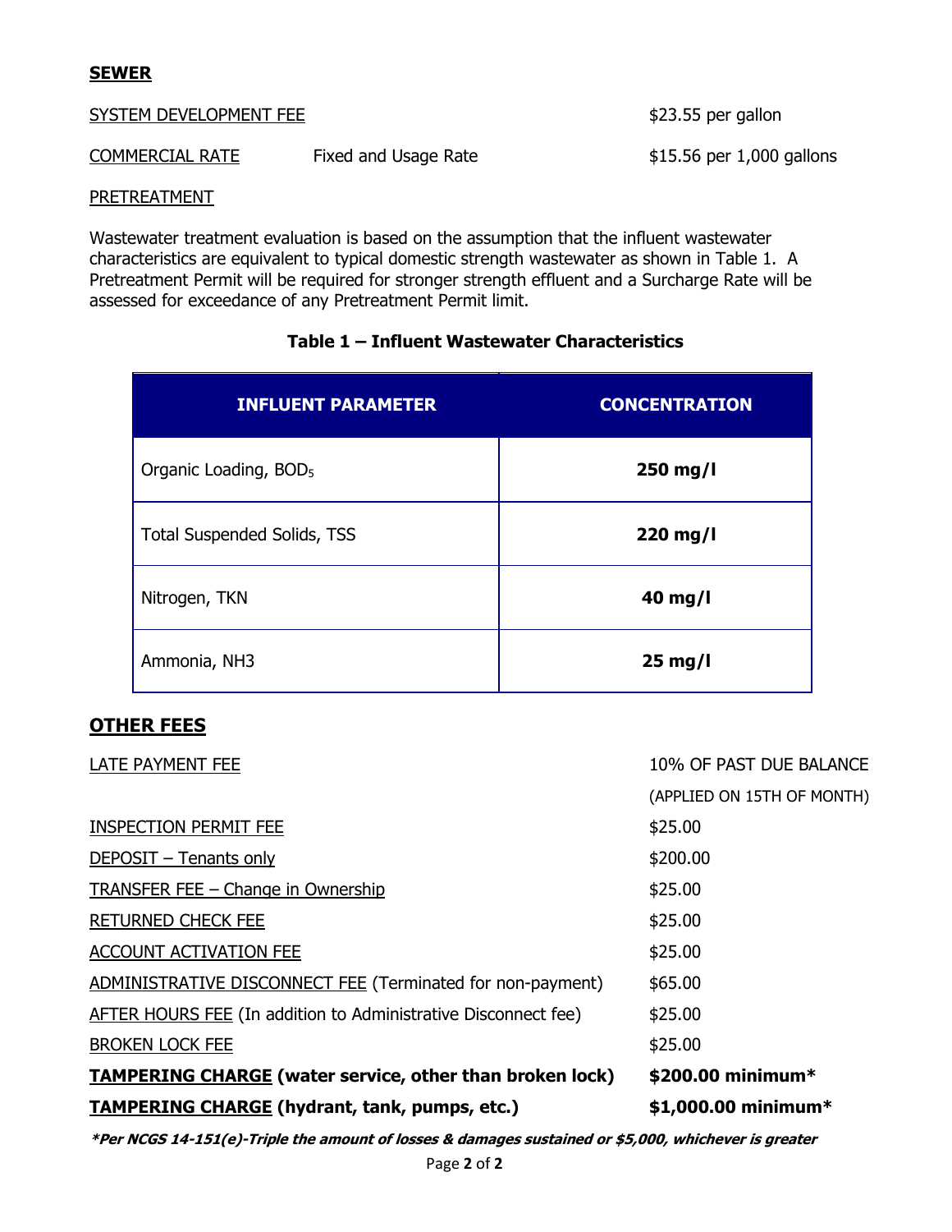## SEWER

SYSTEM DEVELOPMENT FEE $23.55 per gallon

COMMERCIAL RATE Fixed and Usage Rate $15.56 per 1,000 gallons

PRETREATMENT

Wastewater treatment evaluation is based on the assumption that the influent wastewater characteristics are equivalent to typical domestic strength wastewater as shown in Table 1. A Pretreatment Permit will be required for stronger strength effluent and a Surcharge Rate will be assessed for exceedance of any Pretreatment Permit limit.

**Table 1 – Influent Wastewater Characteristics**

| INFLUENT PARAMETER | CONCENTRATION |
|---|---|
| Organic Loading, $BOD_5$ | **250 mg/l** |
| Total Suspended Solids, TSS | **220 mg/l** |
| Nitrogen, TKN | **40 mg/l** |
| Ammonia, $NH_3$ | **25 mg/l** |

## OTHER FEES

| | |
|---|---|
| LATE PAYMENT FEE | 10% OF PAST DUE BALANCE (APPLIED ON 15TH OF MONTH) |
| INSPECTION PERMIT FEE | $25.00 |
| DEPOSIT – Tenants only | $200.00 |
| TRANSFER FEE – Change in Ownership | $25.00 |
| RETURNED CHECK FEE | $25.00 |
| ACCOUNT ACTIVATION FEE | $25.00 |
| ADMINISTRATIVE DISCONNECT FEE (Terminated for non-payment) | $65.00 |
| AFTER HOURS FEE (In addition to Administrative Disconnect fee) | $25.00 |
| BROKEN LOCK FEE | $25.00 |
| **TAMPERING CHARGE (water service, other than broken lock)** | **$200.00 minimum*** |
| **TAMPERING CHARGE (hydrant, tank, pumps, etc.)** | **$1,000.00 minimum*** |

***Per NCGS 14-151(e)-Triple the amount of losses & damages sustained or $5,000, whichever is greater***